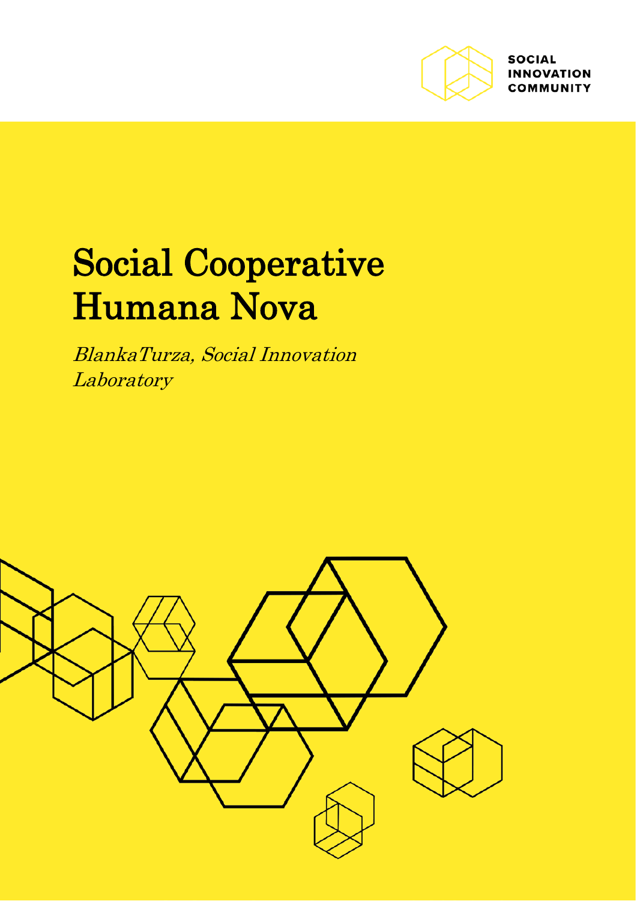SOCIAL
INNOVATION
COMMUNITY

# Social Cooperative Humana Nova

*BlankaTurza, Social Innovation Laboratory*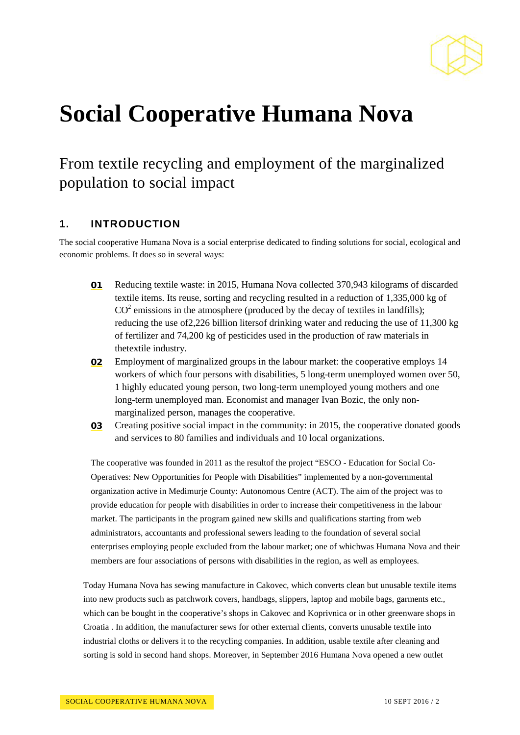# Social Cooperative Humana Nova

## From textile recycling and employment of the marginalized population to social impact

### 1. INTRODUCTION

The social cooperative Humana Nova is a social enterprise dedicated to finding solutions for social, ecological and economic problems. It does so in several ways:

**01** Reducing textile waste: in 2015, Humana Nova collected 370,943 kilograms of discarded textile items. Its reuse, sorting and recycling resulted in a reduction of 1,335,000 kg of $CO^2$ emissions in the atmosphere (produced by the decay of textiles in landfills); reducing the use of2,226 billion litersof drinking water and reducing the use of 11,300 kg of fertilizer and 74,200 kg of pesticides used in the production of raw materials in thetextile industry.

**02** Employment of marginalized groups in the labour market: the cooperative employs 14 workers of which four persons with disabilities, 5 long-term unemployed women over 50, 1 highly educated young person, two long-term unemployed young mothers and one long-term unemployed man. Economist and manager Ivan Bozic, the only non-marginalized person, manages the cooperative.

**03** Creating positive social impact in the community: in 2015, the cooperative donated goods and services to 80 families and individuals and 10 local organizations.

The cooperative was founded in 2011 as the resultof the project "ESCO - Education for Social Co-Operatives: New Opportunities for People with Disabilities" implemented by a non-governmental organization active in Medimurje County: Autonomous Centre (ACT). The aim of the project was to provide education for people with disabilities in order to increase their competitiveness in the labour market. The participants in the program gained new skills and qualifications starting from web administrators, accountants and professional sewers leading to the foundation of several social enterprises employing people excluded from the labour market; one of whichwas Humana Nova and their members are four associations of persons with disabilities in the region, as well as employees.

Today Humana Nova has sewing manufacture in Cakovec, which converts clean but unusable textile items into new products such as patchwork covers, handbags, slippers, laptop and mobile bags, garments etc., which can be bought in the cooperative's shops in Cakovec and Koprivnica or in other greenware shops in Croatia . In addition, the manufacturer sews for other external clients, converts unusable textile into industrial cloths or delivers it to the recycling companies. In addition, usable textile after cleaning and sorting is sold in second hand shops. Moreover, in September 2016 Humana Nova opened a new outlet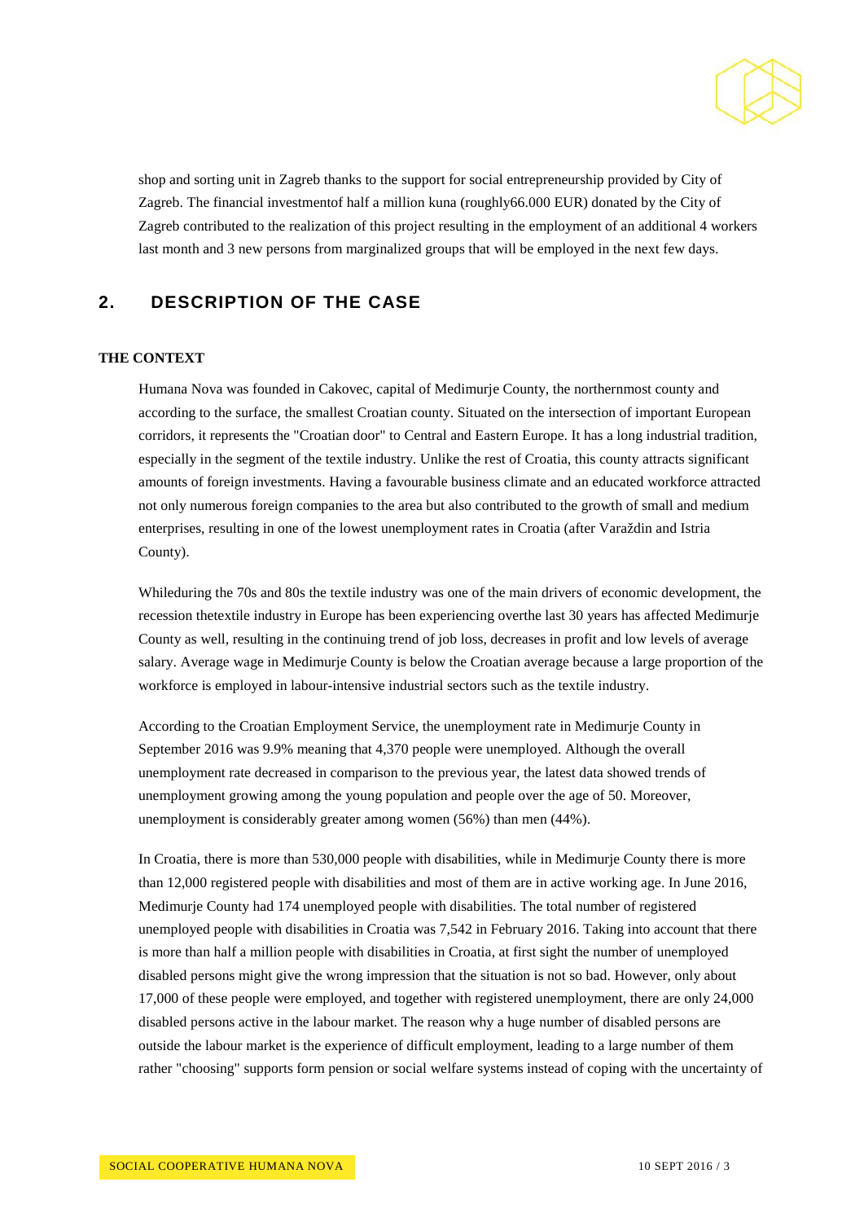shop and sorting unit in Zagreb thanks to the support for social entrepreneurship provided by City of Zagreb. The financial investmentof half a million kuna (roughly66.000 EUR) donated by the City of Zagreb contributed to the realization of this project resulting in the employment of an additional 4 workers last month and 3 new persons from marginalized groups that will be employed in the next few days.

## 2. DESCRIPTION OF THE CASE

### THE CONTEXT

Humana Nova was founded in Cakovec, capital of Medimurje County, the northernmost county and according to the surface, the smallest Croatian county. Situated on the intersection of important European corridors, it represents the "Croatian door" to Central and Eastern Europe. It has a long industrial tradition, especially in the segment of the textile industry. Unlike the rest of Croatia, this county attracts significant amounts of foreign investments. Having a favourable business climate and an educated workforce attracted not only numerous foreign companies to the area but also contributed to the growth of small and medium enterprises, resulting in one of the lowest unemployment rates in Croatia (after Varaždin and Istria County).

Whileduring the 70s and 80s the textile industry was one of the main drivers of economic development, the recession thetextile industry in Europe has been experiencing overthe last 30 years has affected Medimurje County as well, resulting in the continuing trend of job loss, decreases in profit and low levels of average salary. Average wage in Medimurje County is below the Croatian average because a large proportion of the workforce is employed in labour-intensive industrial sectors such as the textile industry.

According to the Croatian Employment Service, the unemployment rate in Medimurje County in September 2016 was 9.9% meaning that 4,370 people were unemployed. Although the overall unemployment rate decreased in comparison to the previous year, the latest data showed trends of unemployment growing among the young population and people over the age of 50. Moreover, unemployment is considerably greater among women (56%) than men (44%).

In Croatia, there is more than 530,000 people with disabilities, while in Medimurje County there is more than 12,000 registered people with disabilities and most of them are in active working age. In June 2016, Medimurje County had 174 unemployed people with disabilities. The total number of registered unemployed people with disabilities in Croatia was 7,542 in February 2016. Taking into account that there is more than half a million people with disabilities in Croatia, at first sight the number of unemployed disabled persons might give the wrong impression that the situation is not so bad. However, only about 17,000 of these people were employed, and together with registered unemployment, there are only 24,000 disabled persons active in the labour market. The reason why a huge number of disabled persons are outside the labour market is the experience of difficult employment, leading to a large number of them rather "choosing" supports form pension or social welfare systems instead of coping with the uncertainty of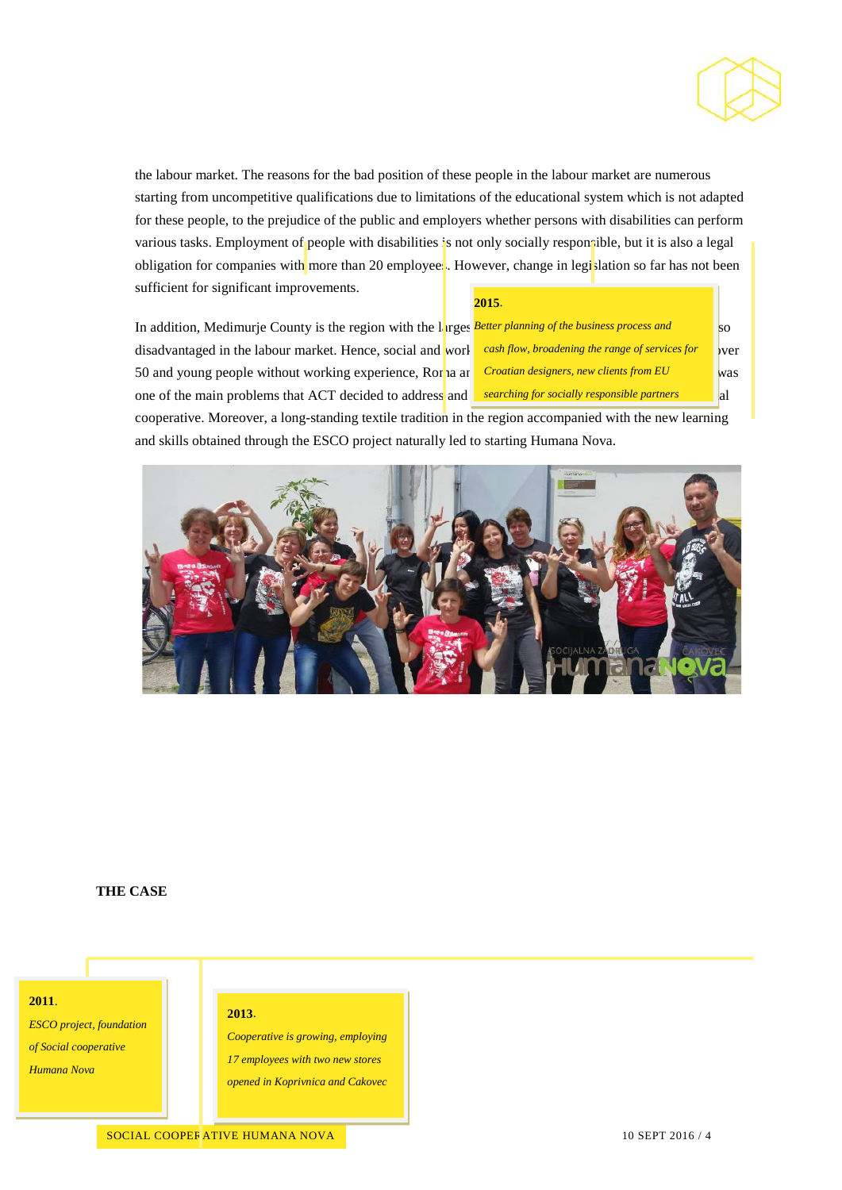the labour market. The reasons for the bad position of these people in the labour market are numerous starting from uncompetitive qualifications due to limitations of the educational system which is not adapted for these people, to the prejudice of the public and employers whether persons with disabilities can perform various tasks. Employment of people with disabilities is not only socially responsible, but it is also a legal obligation for companies with more than 20 employees. However, change in legislation so far has not been sufficient for significant improvements.

In addition, Medimurje County is the region with the larges[t] ... so disadvantaged in the labour market. Hence, social and work ... over 50 and young people without working experience, Roma ar[e] ... was one of the main problems that ACT decided to address and ... al cooperative. Moreover, a long-standing textile tradition in the region accompanied with the new learning and skills obtained through the ESCO project naturally led to starting Humana Nova.

**2015.**
*Better planning of the business process and cash flow, broadening the range of services for Croatian designers, new clients from EU searching for socially responsible partners*

## THE CASE

**2011.**
*ESCO project, foundation of Social cooperative Humana Nova*

**2013.**
*Cooperative is growing, employing 17 employees with two new stores opened in Koprivnica and Cakovec*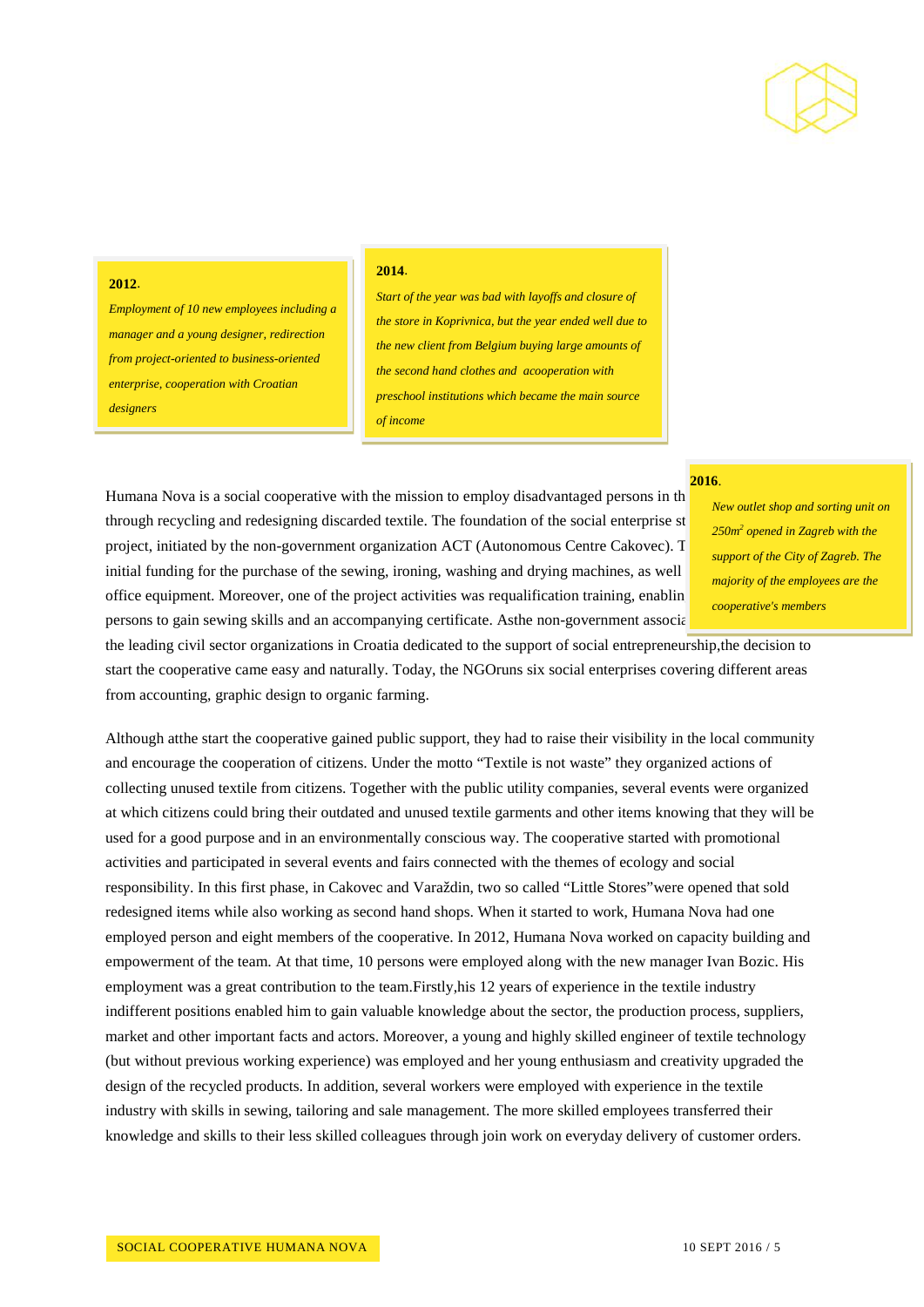**2012.**

*Employment of 10 new employees including a manager and a young designer, redirection from project-oriented to business-oriented enterprise, cooperation with Croatian designers*

**2014.**

*Start of the year was bad with layoffs and closure of the store in Koprivnica, but the year ended well due to the new client from Belgium buying large amounts of the second hand clothes and acooperation with preschool institutions which became the main source of income*

**2016.**

*New outlet shop and sorting unit on 250m² opened in Zagreb with the support of the City of Zagreb. The majority of the employees are the cooperative's members*

Humana Nova is a social cooperative with the mission to employ disadvantaged persons in th through recycling and redesigning discarded textile. The foundation of the social enterprise st project, initiated by the non-government organization ACT (Autonomous Centre Cakovec). T initial funding for the purchase of the sewing, ironing, washing and drying machines, as well office equipment. Moreover, one of the project activities was requalification training, enablin persons to gain sewing skills and an accompanying certificate. Asthe non-government associa the leading civil sector organizations in Croatia dedicated to the support of social entrepreneurship,the decision to start the cooperative came easy and naturally. Today, the NGOruns six social enterprises covering different areas from accounting, graphic design to organic farming.

Although atthe start the cooperative gained public support, they had to raise their visibility in the local community and encourage the cooperation of citizens. Under the motto "Textile is not waste" they organized actions of collecting unused textile from citizens. Together with the public utility companies, several events were organized at which citizens could bring their outdated and unused textile garments and other items knowing that they will be used for a good purpose and in an environmentally conscious way. The cooperative started with promotional activities and participated in several events and fairs connected with the themes of ecology and social responsibility. In this first phase, in Cakovec and Varaždin, two so called "Little Stores"were opened that sold redesigned items while also working as second hand shops. When it started to work, Humana Nova had one employed person and eight members of the cooperative. In 2012, Humana Nova worked on capacity building and empowerment of the team. At that time, 10 persons were employed along with the new manager Ivan Bozic. His employment was a great contribution to the team.Firstly,his 12 years of experience in the textile industry indifferent positions enabled him to gain valuable knowledge about the sector, the production process, suppliers, market and other important facts and actors. Moreover, a young and highly skilled engineer of textile technology (but without previous working experience) was employed and her young enthusiasm and creativity upgraded the design of the recycled products. In addition, several workers were employed with experience in the textile industry with skills in sewing, tailoring and sale management. The more skilled employees transferred their knowledge and skills to their less skilled colleagues through join work on everyday delivery of customer orders.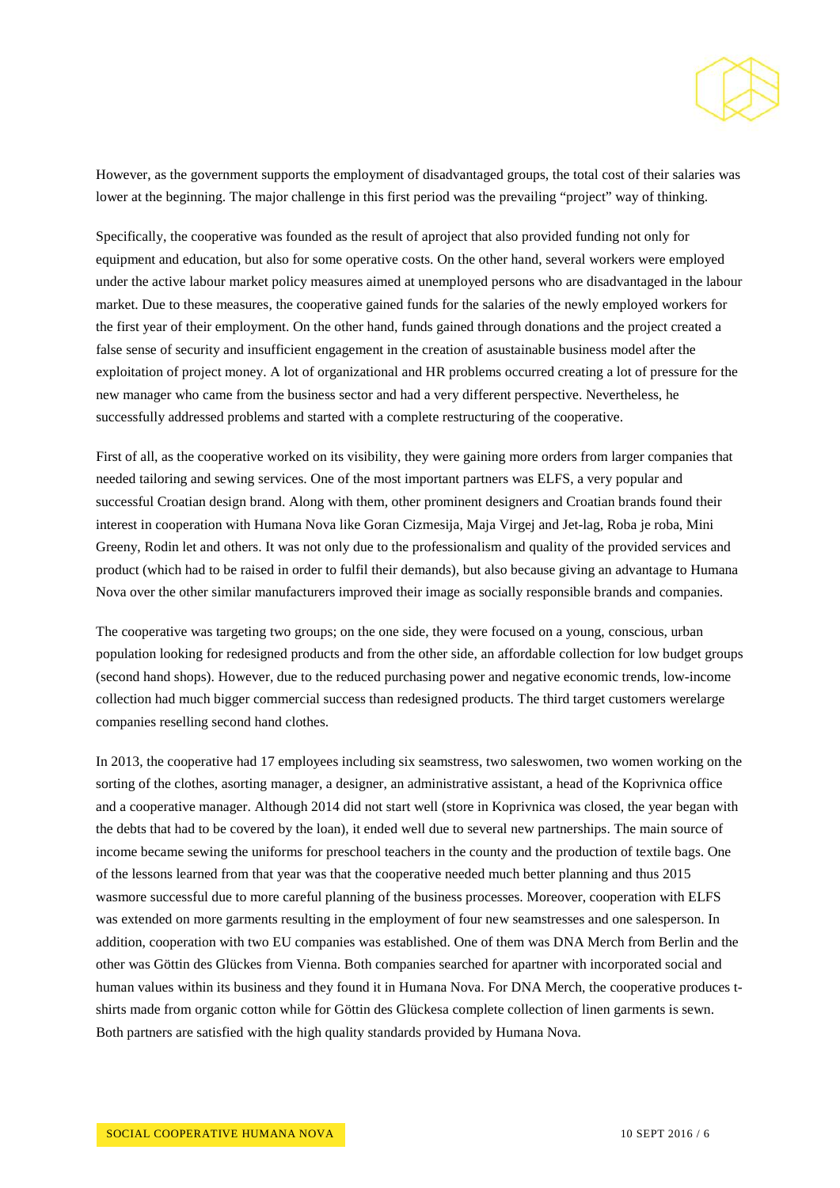However, as the government supports the employment of disadvantaged groups, the total cost of their salaries was lower at the beginning. The major challenge in this first period was the prevailing "project" way of thinking.

Specifically, the cooperative was founded as the result of aproject that also provided funding not only for equipment and education, but also for some operative costs. On the other hand, several workers were employed under the active labour market policy measures aimed at unemployed persons who are disadvantaged in the labour market. Due to these measures, the cooperative gained funds for the salaries of the newly employed workers for the first year of their employment. On the other hand, funds gained through donations and the project created a false sense of security and insufficient engagement in the creation of asustainable business model after the exploitation of project money. A lot of organizational and HR problems occurred creating a lot of pressure for the new manager who came from the business sector and had a very different perspective. Nevertheless, he successfully addressed problems and started with a complete restructuring of the cooperative.

First of all, as the cooperative worked on its visibility, they were gaining more orders from larger companies that needed tailoring and sewing services. One of the most important partners was ELFS, a very popular and successful Croatian design brand. Along with them, other prominent designers and Croatian brands found their interest in cooperation with Humana Nova like Goran Cizmesija, Maja Virgej and Jet-lag, Roba je roba, Mini Greeny, Rodin let and others. It was not only due to the professionalism and quality of the provided services and product (which had to be raised in order to fulfil their demands), but also because giving an advantage to Humana Nova over the other similar manufacturers improved their image as socially responsible brands and companies.

The cooperative was targeting two groups; on the one side, they were focused on a young, conscious, urban population looking for redesigned products and from the other side, an affordable collection for low budget groups (second hand shops). However, due to the reduced purchasing power and negative economic trends, low-income collection had much bigger commercial success than redesigned products. The third target customers werelarge companies reselling second hand clothes.

In 2013, the cooperative had 17 employees including six seamstress, two saleswomen, two women working on the sorting of the clothes, asorting manager, a designer, an administrative assistant, a head of the Koprivnica office and a cooperative manager. Although 2014 did not start well (store in Koprivnica was closed, the year began with the debts that had to be covered by the loan), it ended well due to several new partnerships. The main source of income became sewing the uniforms for preschool teachers in the county and the production of textile bags. One of the lessons learned from that year was that the cooperative needed much better planning and thus 2015 wasmore successful due to more careful planning of the business processes. Moreover, cooperation with ELFS was extended on more garments resulting in the employment of four new seamstresses and one salesperson. In addition, cooperation with two EU companies was established. One of them was DNA Merch from Berlin and the other was Göttin des Glückes from Vienna. Both companies searched for apartner with incorporated social and human values within its business and they found it in Humana Nova. For DNA Merch, the cooperative produces t-shirts made from organic cotton while for Göttin des Glückesa complete collection of linen garments is sewn. Both partners are satisfied with the high quality standards provided by Humana Nova.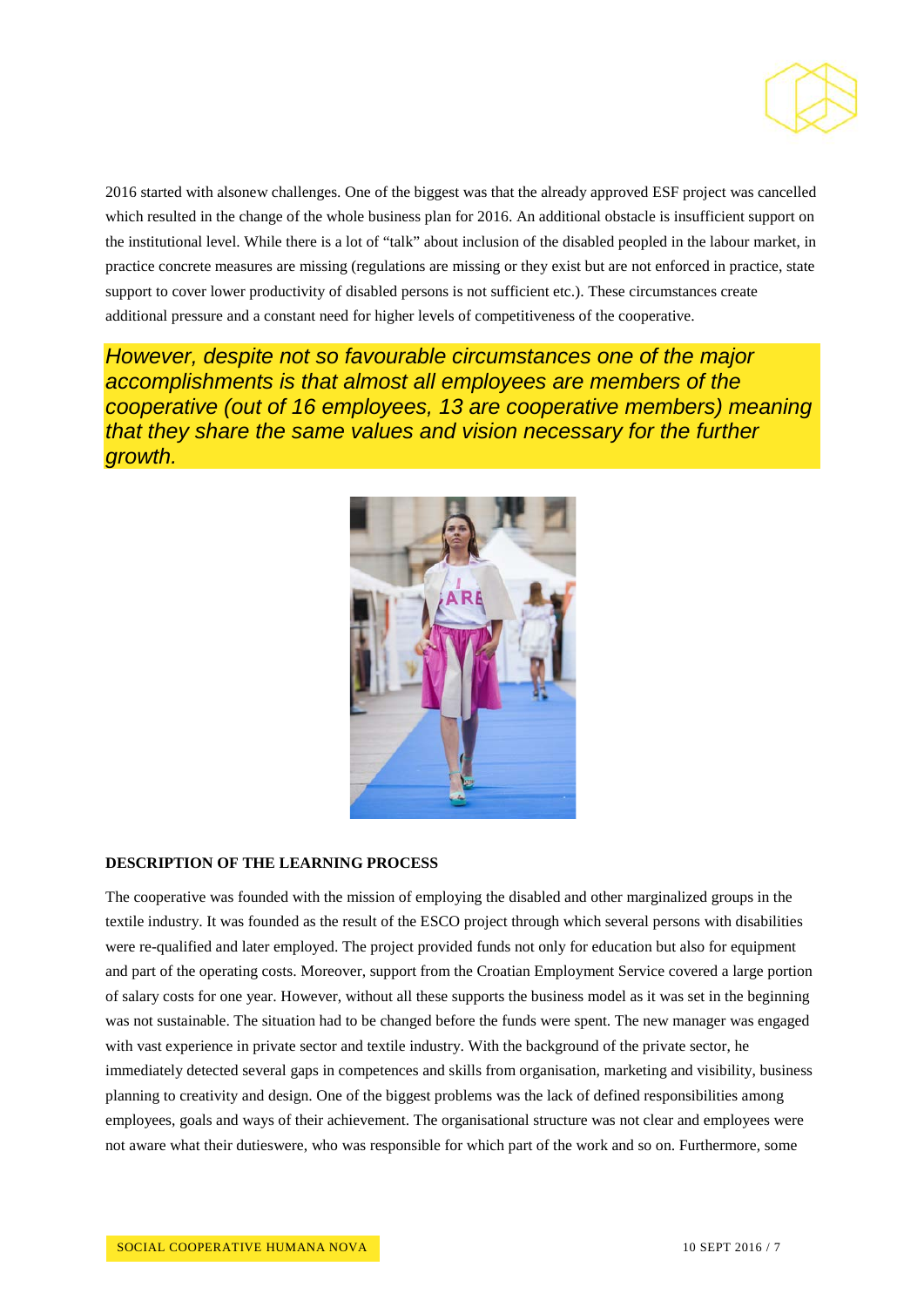2016 started with alsonew challenges. One of the biggest was that the already approved ESF project was cancelled which resulted in the change of the whole business plan for 2016. An additional obstacle is insufficient support on the institutional level. While there is a lot of "talk" about inclusion of the disabled peopled in the labour market, in practice concrete measures are missing (regulations are missing or they exist but are not enforced in practice, state support to cover lower productivity of disabled persons is not sufficient etc.). These circumstances create additional pressure and a constant need for higher levels of competitiveness of the cooperative.

*However, despite not so favourable circumstances one of the major accomplishments is that almost all employees are members of the cooperative (out of 16 employees, 13 are cooperative members) meaning that they share the same values and vision necessary for the further growth.*

**DESCRIPTION OF THE LEARNING PROCESS**

The cooperative was founded with the mission of employing the disabled and other marginalized groups in the textile industry. It was founded as the result of the ESCO project through which several persons with disabilities were re-qualified and later employed. The project provided funds not only for education but also for equipment and part of the operating costs. Moreover, support from the Croatian Employment Service covered a large portion of salary costs for one year. However, without all these supports the business model as it was set in the beginning was not sustainable. The situation had to be changed before the funds were spent. The new manager was engaged with vast experience in private sector and textile industry. With the background of the private sector, he immediately detected several gaps in competences and skills from organisation, marketing and visibility, business planning to creativity and design. One of the biggest problems was the lack of defined responsibilities among employees, goals and ways of their achievement. The organisational structure was not clear and employees were not aware what their dutieswere, who was responsible for which part of the work and so on. Furthermore, some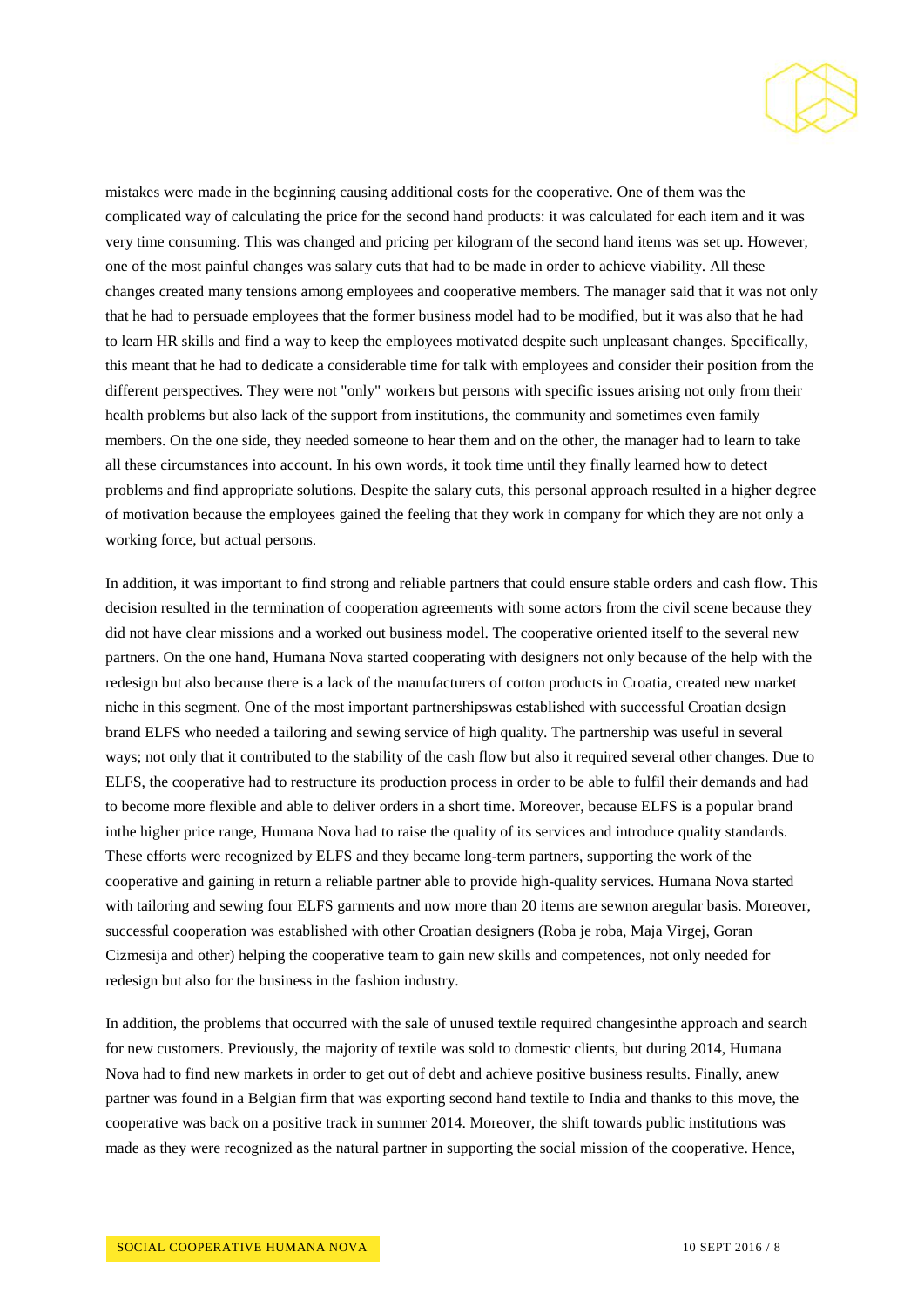mistakes were made in the beginning causing additional costs for the cooperative. One of them was the complicated way of calculating the price for the second hand products: it was calculated for each item and it was very time consuming. This was changed and pricing per kilogram of the second hand items was set up. However, one of the most painful changes was salary cuts that had to be made in order to achieve viability. All these changes created many tensions among employees and cooperative members. The manager said that it was not only that he had to persuade employees that the former business model had to be modified, but it was also that he had to learn HR skills and find a way to keep the employees motivated despite such unpleasant changes. Specifically, this meant that he had to dedicate a considerable time for talk with employees and consider their position from the different perspectives. They were not "only" workers but persons with specific issues arising not only from their health problems but also lack of the support from institutions, the community and sometimes even family members. On the one side, they needed someone to hear them and on the other, the manager had to learn to take all these circumstances into account. In his own words, it took time until they finally learned how to detect problems and find appropriate solutions. Despite the salary cuts, this personal approach resulted in a higher degree of motivation because the employees gained the feeling that they work in company for which they are not only a working force, but actual persons.

In addition, it was important to find strong and reliable partners that could ensure stable orders and cash flow. This decision resulted in the termination of cooperation agreements with some actors from the civil scene because they did not have clear missions and a worked out business model. The cooperative oriented itself to the several new partners. On the one hand, Humana Nova started cooperating with designers not only because of the help with the redesign but also because there is a lack of the manufacturers of cotton products in Croatia, created new market niche in this segment. One of the most important partnershipswas established with successful Croatian design brand ELFS who needed a tailoring and sewing service of high quality. The partnership was useful in several ways; not only that it contributed to the stability of the cash flow but also it required several other changes. Due to ELFS, the cooperative had to restructure its production process in order to be able to fulfil their demands and had to become more flexible and able to deliver orders in a short time. Moreover, because ELFS is a popular brand inthe higher price range, Humana Nova had to raise the quality of its services and introduce quality standards. These efforts were recognized by ELFS and they became long-term partners, supporting the work of the cooperative and gaining in return a reliable partner able to provide high-quality services. Humana Nova started with tailoring and sewing four ELFS garments and now more than 20 items are sewnon aregular basis. Moreover, successful cooperation was established with other Croatian designers (Roba je roba, Maja Virgej, Goran Cizmesija and other) helping the cooperative team to gain new skills and competences, not only needed for redesign but also for the business in the fashion industry.

In addition, the problems that occurred with the sale of unused textile required changesinthe approach and search for new customers. Previously, the majority of textile was sold to domestic clients, but during 2014, Humana Nova had to find new markets in order to get out of debt and achieve positive business results. Finally, anew partner was found in a Belgian firm that was exporting second hand textile to India and thanks to this move, the cooperative was back on a positive track in summer 2014. Moreover, the shift towards public institutions was made as they were recognized as the natural partner in supporting the social mission of the cooperative. Hence,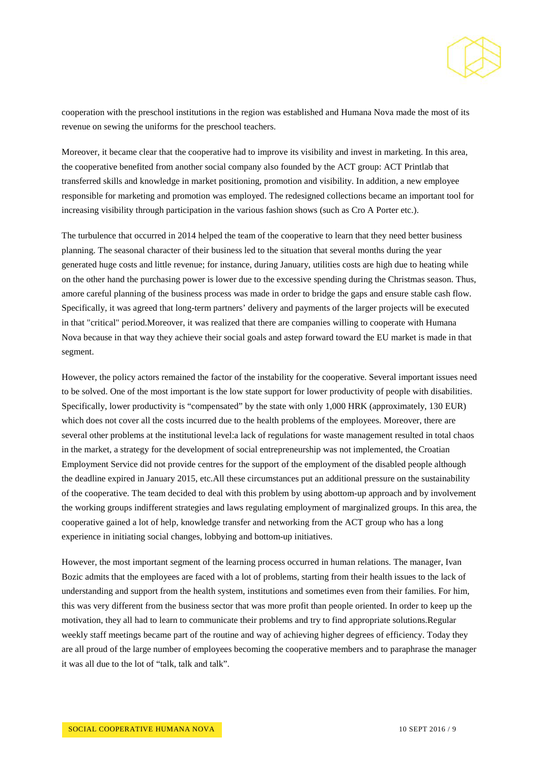cooperation with the preschool institutions in the region was established and Humana Nova made the most of its revenue on sewing the uniforms for the preschool teachers.

Moreover, it became clear that the cooperative had to improve its visibility and invest in marketing. In this area, the cooperative benefited from another social company also founded by the ACT group: ACT Printlab that transferred skills and knowledge in market positioning, promotion and visibility. In addition, a new employee responsible for marketing and promotion was employed. The redesigned collections became an important tool for increasing visibility through participation in the various fashion shows (such as Cro A Porter etc.).

The turbulence that occurred in 2014 helped the team of the cooperative to learn that they need better business planning. The seasonal character of their business led to the situation that several months during the year generated huge costs and little revenue; for instance, during January, utilities costs are high due to heating while on the other hand the purchasing power is lower due to the excessive spending during the Christmas season. Thus, amore careful planning of the business process was made in order to bridge the gaps and ensure stable cash flow. Specifically, it was agreed that long-term partners' delivery and payments of the larger projects will be executed in that "critical" period.Moreover, it was realized that there are companies willing to cooperate with Humana Nova because in that way they achieve their social goals and astep forward toward the EU market is made in that segment.

However, the policy actors remained the factor of the instability for the cooperative. Several important issues need to be solved. One of the most important is the low state support for lower productivity of people with disabilities. Specifically, lower productivity is "compensated" by the state with only 1,000 HRK (approximately, 130 EUR) which does not cover all the costs incurred due to the health problems of the employees. Moreover, there are several other problems at the institutional level:a lack of regulations for waste management resulted in total chaos in the market, a strategy for the development of social entrepreneurship was not implemented, the Croatian Employment Service did not provide centres for the support of the employment of the disabled people although the deadline expired in January 2015, etc.All these circumstances put an additional pressure on the sustainability of the cooperative. The team decided to deal with this problem by using abottom-up approach and by involvement the working groups indifferent strategies and laws regulating employment of marginalized groups. In this area, the cooperative gained a lot of help, knowledge transfer and networking from the ACT group who has a long experience in initiating social changes, lobbying and bottom-up initiatives.

However, the most important segment of the learning process occurred in human relations. The manager, Ivan Bozic admits that the employees are faced with a lot of problems, starting from their health issues to the lack of understanding and support from the health system, institutions and sometimes even from their families. For him, this was very different from the business sector that was more profit than people oriented. In order to keep up the motivation, they all had to learn to communicate their problems and try to find appropriate solutions.Regular weekly staff meetings became part of the routine and way of achieving higher degrees of efficiency. Today they are all proud of the large number of employees becoming the cooperative members and to paraphrase the manager it was all due to the lot of "talk, talk and talk".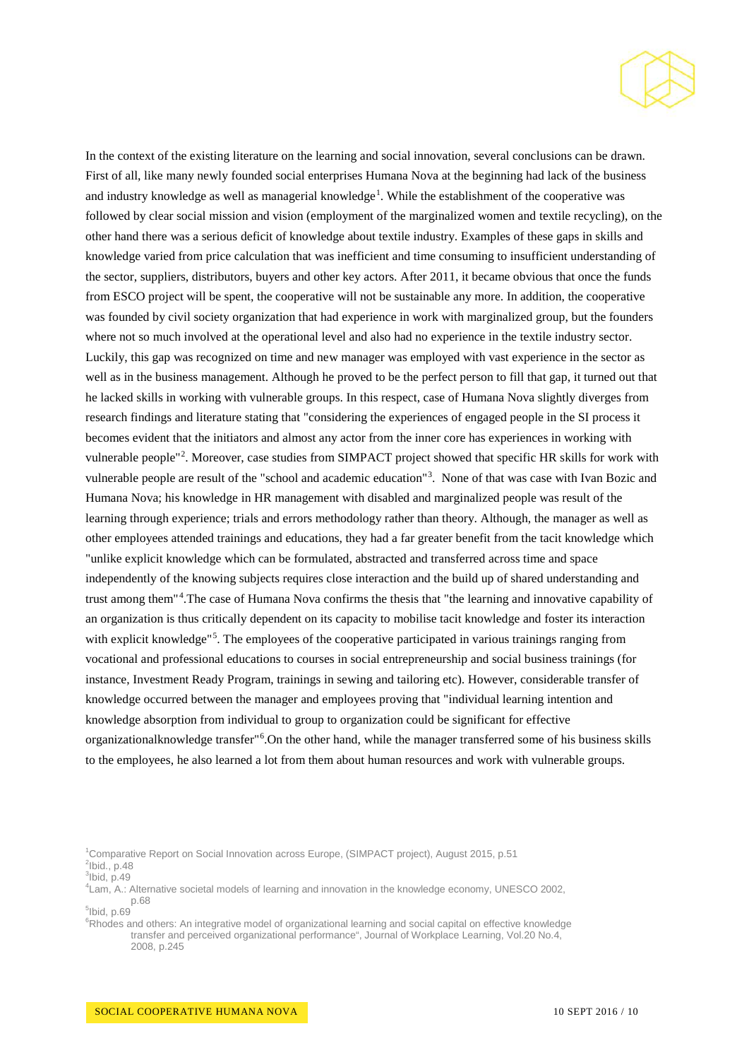In the context of the existing literature on the learning and social innovation, several conclusions can be drawn. First of all, like many newly founded social enterprises Humana Nova at the beginning had lack of the business and industry knowledge as well as managerial knowledge[1]. While the establishment of the cooperative was followed by clear social mission and vision (employment of the marginalized women and textile recycling), on the other hand there was a serious deficit of knowledge about textile industry. Examples of these gaps in skills and knowledge varied from price calculation that was inefficient and time consuming to insufficient understanding of the sector, suppliers, distributors, buyers and other key actors. After 2011, it became obvious that once the funds from ESCO project will be spent, the cooperative will not be sustainable any more. In addition, the cooperative was founded by civil society organization that had experience in work with marginalized group, but the founders where not so much involved at the operational level and also had no experience in the textile industry sector. Luckily, this gap was recognized on time and new manager was employed with vast experience in the sector as well as in the business management. Although he proved to be the perfect person to fill that gap, it turned out that he lacked skills in working with vulnerable groups. In this respect, case of Humana Nova slightly diverges from research findings and literature stating that "considering the experiences of engaged people in the SI process it becomes evident that the initiators and almost any actor from the inner core has experiences in working with vulnerable people"[2]. Moreover, case studies from SIMPACT project showed that specific HR skills for work with vulnerable people are result of the "school and academic education"[3]. None of that was case with Ivan Bozic and Humana Nova; his knowledge in HR management with disabled and marginalized people was result of the learning through experience; trials and errors methodology rather than theory. Although, the manager as well as other employees attended trainings and educations, they had a far greater benefit from the tacit knowledge which "unlike explicit knowledge which can be formulated, abstracted and transferred across time and space independently of the knowing subjects requires close interaction and the build up of shared understanding and trust among them"[4].The case of Humana Nova confirms the thesis that "the learning and innovative capability of an organization is thus critically dependent on its capacity to mobilise tacit knowledge and foster its interaction with explicit knowledge"[5]. The employees of the cooperative participated in various trainings ranging from vocational and professional educations to courses in social entrepreneurship and social business trainings (for instance, Investment Ready Program, trainings in sewing and tailoring etc). However, considerable transfer of knowledge occurred between the manager and employees proving that "individual learning intention and knowledge absorption from individual to group to organization could be significant for effective organizationalknowledge transfer"[6].On the other hand, while the manager transferred some of his business skills to the employees, he also learned a lot from them about human resources and work with vulnerable groups.

[1] Comparative Report on Social Innovation across Europe, (SIMPACT project), August 2015, p.51

[2] Ibid., p.48

[3] Ibid, p.49

[4] Lam, A.: Alternative societal models of learning and innovation in the knowledge economy, UNESCO 2002, p.68

[5] Ibid, p.69

[6] Rhodes and others: An integrative model of organizational learning and social capital on effective knowledge transfer and perceived organizational performance", Journal of Workplace Learning, Vol.20 No.4, 2008, p.245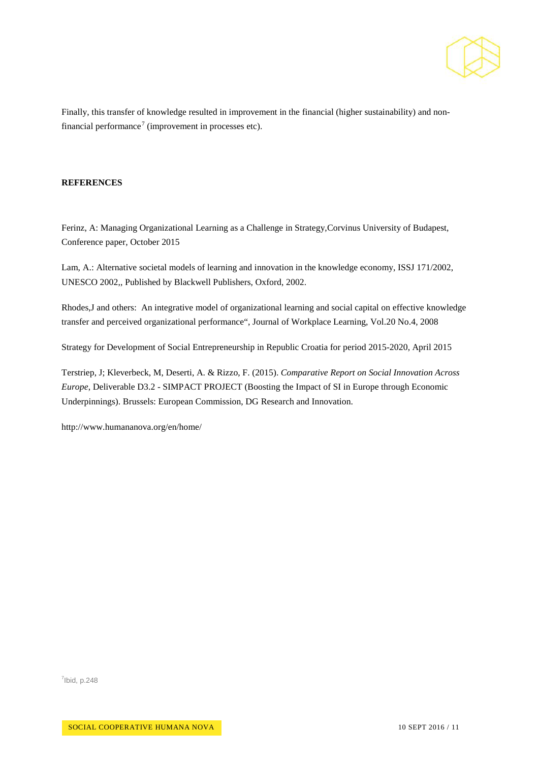Finally, this transfer of knowledge resulted in improvement in the financial (higher sustainability) and non-financial performance[7] (improvement in processes etc).

**REFERENCES**

Ferinz, A: Managing Organizational Learning as a Challenge in Strategy,Corvinus University of Budapest, Conference paper, October 2015

Lam, A.: Alternative societal models of learning and innovation in the knowledge economy, ISSJ 171/2002, UNESCO 2002,, Published by Blackwell Publishers, Oxford, 2002.

Rhodes,J and others: An integrative model of organizational learning and social capital on effective knowledge transfer and perceived organizational performance", Journal of Workplace Learning, Vol.20 No.4, 2008

Strategy for Development of Social Entrepreneurship in Republic Croatia for period 2015-2020, April 2015

Terstriep, J; Kleverbeck, M, Deserti, A. & Rizzo, F. (2015). *Comparative Report on Social Innovation Across Europe*, Deliverable D3.2 - SIMPACT PROJECT (Boosting the Impact of SI in Europe through Economic Underpinnings). Brussels: European Commission, DG Research and Innovation.

http://www.humananova.org/en/home/

[7]Ibid, p.248